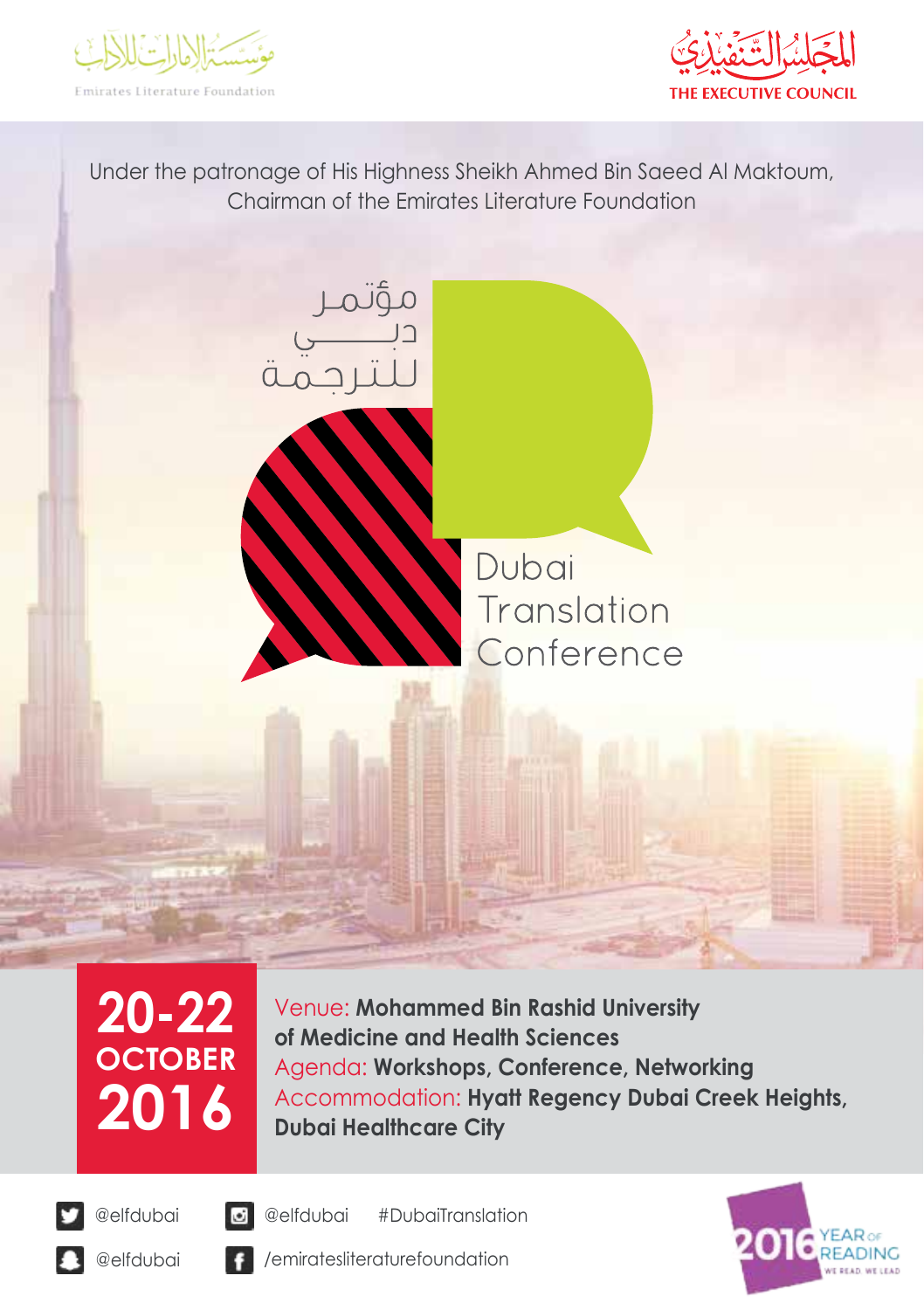مؤسسة الإمارات للآداب

Emirates Literature Foundation

المجلس التنفيذي

THE EXECUTIVE COUNCIL

Under the patronage of His Highness Sheikh Ahmed Bin Saeed Al Maktoum, Chairman of the Emirates Literature Foundation

# مؤتمر دبي للترجمة

# Dubai Translation Conference

**20-22 OCTOBER 2016**

Venue: **Mohammed Bin Rashid University of Medicine and Health Sciences**

Agenda: **Workshops, Conference, Networking**

Accommodation: **Hyatt Regency Dubai Creek Heights, Dubai Healthcare City**

@elfdubai

@elfdubai

@elfdubai #DubaiTranslation

/emiratesliteraturefoundation

2016 YEAR OF READING

WE READ WE LEAD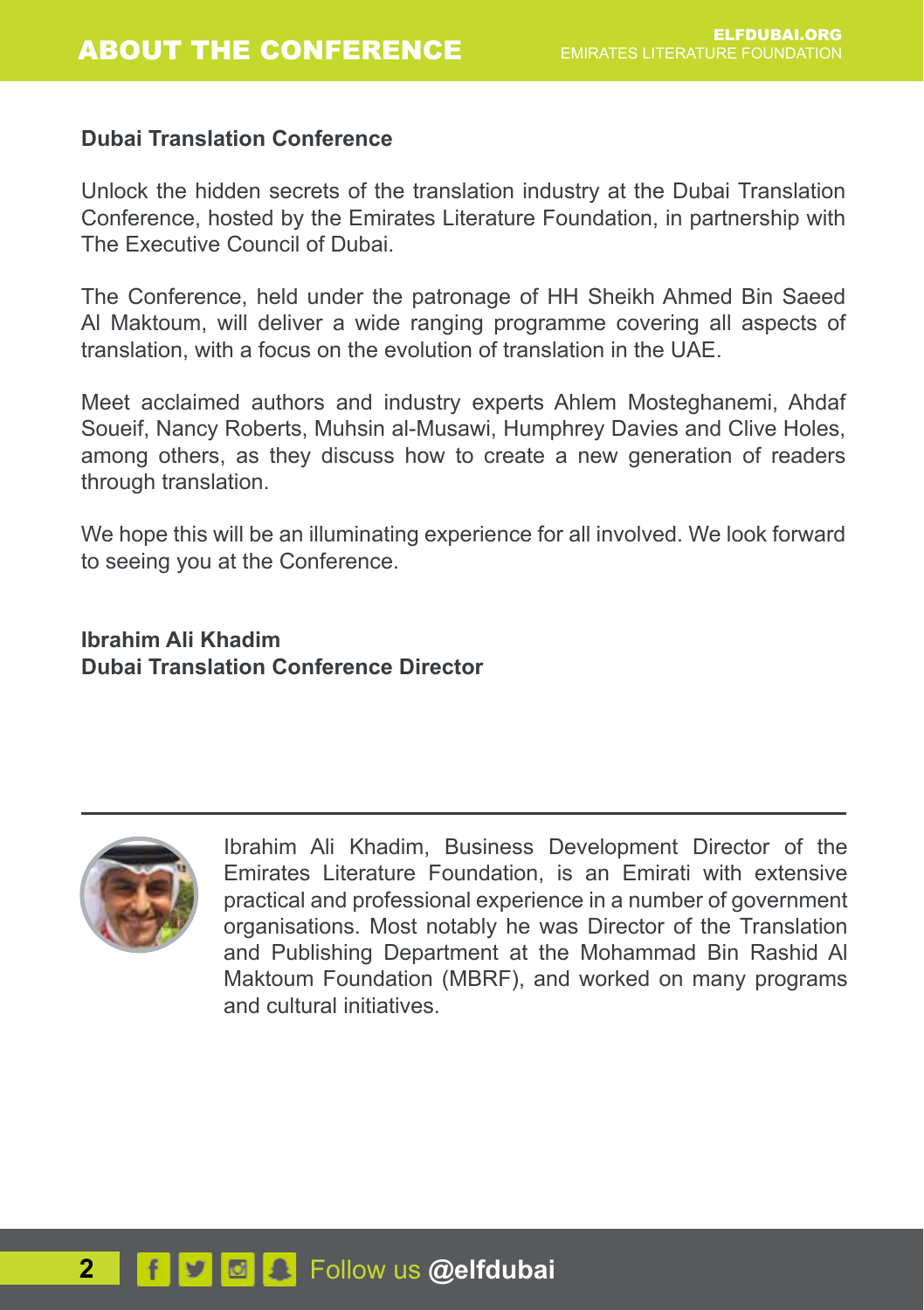# ABOUT THE CONFERENCE

## Dubai Translation Conference

Unlock the hidden secrets of the translation industry at the Dubai Translation Conference, hosted by the Emirates Literature Foundation, in partnership with The Executive Council of Dubai.

The Conference, held under the patronage of HH Sheikh Ahmed Bin Saeed Al Maktoum, will deliver a wide ranging programme covering all aspects of translation, with a focus on the evolution of translation in the UAE.

Meet acclaimed authors and industry experts Ahlem Mosteghanemi, Ahdaf Soueif, Nancy Roberts, Muhsin al-Musawi, Humphrey Davies and Clive Holes, among others, as they discuss how to create a new generation of readers through translation.

We hope this will be an illuminating experience for all involved. We look forward to seeing you at the Conference.

**Ibrahim Ali Khadim**
**Dubai Translation Conference Director**

---

Ibrahim Ali Khadim, Business Development Director of the Emirates Literature Foundation, is an Emirati with extensive practical and professional experience in a number of government organisations. Most notably he was Director of the Translation and Publishing Department at the Mohammad Bin Rashid Al Maktoum Foundation (MBRF), and worked on many programs and cultural initiatives.

Follow us **@elfdubai**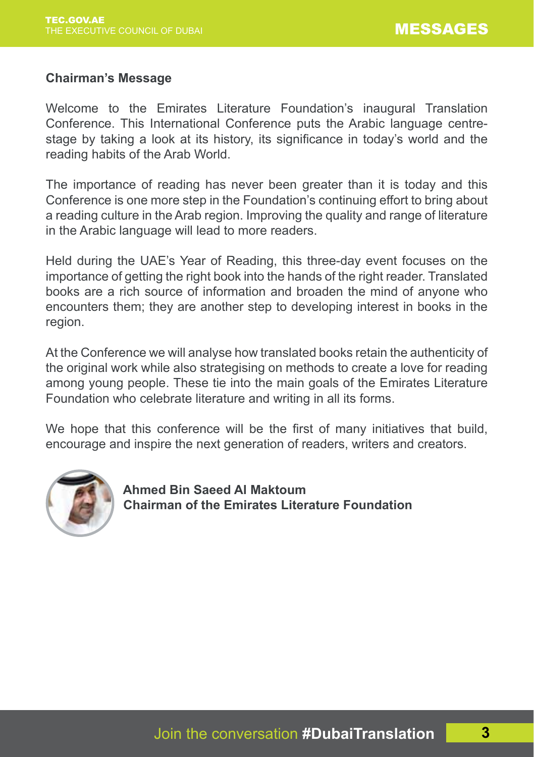## Chairman's Message

Welcome to the Emirates Literature Foundation's inaugural Translation Conference. This International Conference puts the Arabic language centre-stage by taking a look at its history, its significance in today's world and the reading habits of the Arab World.

The importance of reading has never been greater than it is today and this Conference is one more step in the Foundation's continuing effort to bring about a reading culture in the Arab region. Improving the quality and range of literature in the Arabic language will lead to more readers.

Held during the UAE's Year of Reading, this three-day event focuses on the importance of getting the right book into the hands of the right reader. Translated books are a rich source of information and broaden the mind of anyone who encounters them; they are another step to developing interest in books in the region.

At the Conference we will analyse how translated books retain the authenticity of the original work while also strategising on methods to create a love for reading among young people. These tie into the main goals of the Emirates Literature Foundation who celebrate literature and writing in all its forms.

We hope that this conference will be the first of many initiatives that build, encourage and inspire the next generation of readers, writers and creators.

**Ahmed Bin Saeed Al Maktoum**
**Chairman of the Emirates Literature Foundation**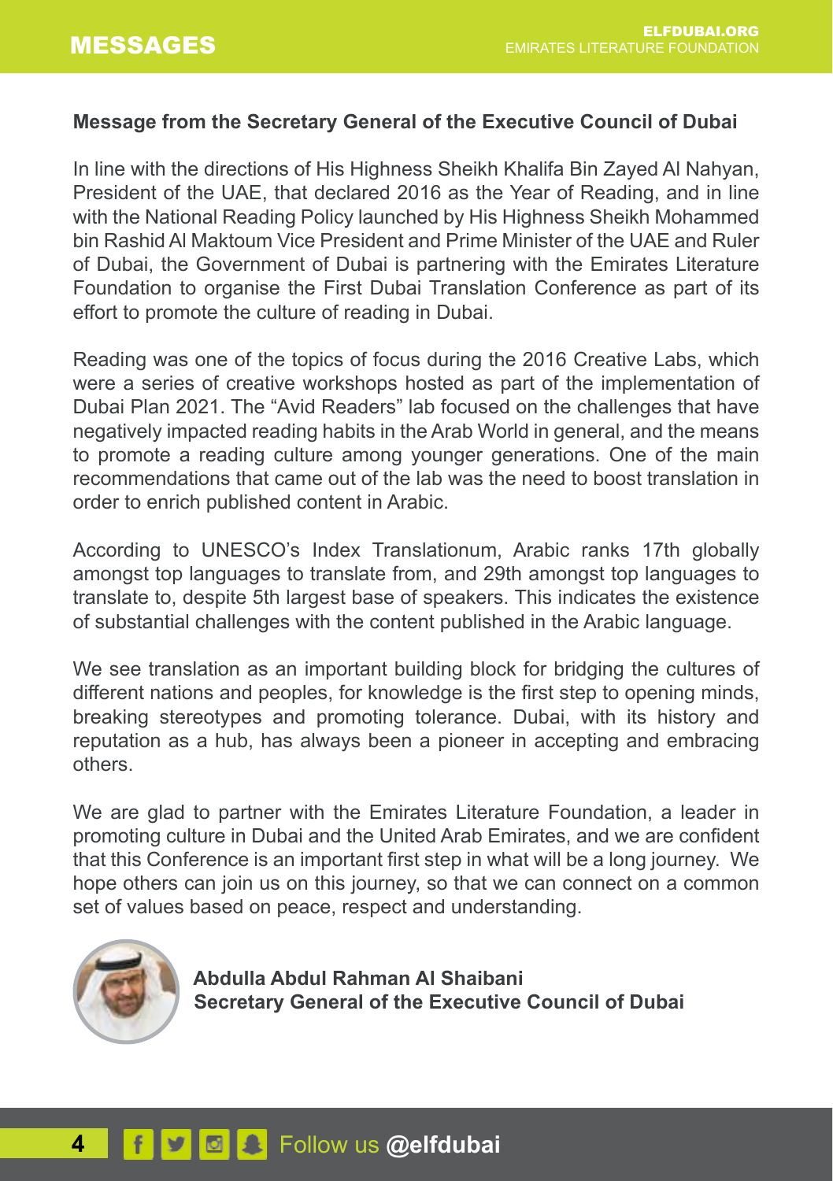## Message from the Secretary General of the Executive Council of Dubai

In line with the directions of His Highness Sheikh Khalifa Bin Zayed Al Nahyan, President of the UAE, that declared 2016 as the Year of Reading, and in line with the National Reading Policy launched by His Highness Sheikh Mohammed bin Rashid Al Maktoum Vice President and Prime Minister of the UAE and Ruler of Dubai, the Government of Dubai is partnering with the Emirates Literature Foundation to organise the First Dubai Translation Conference as part of its effort to promote the culture of reading in Dubai.

Reading was one of the topics of focus during the 2016 Creative Labs, which were a series of creative workshops hosted as part of the implementation of Dubai Plan 2021. The "Avid Readers" lab focused on the challenges that have negatively impacted reading habits in the Arab World in general, and the means to promote a reading culture among younger generations. One of the main recommendations that came out of the lab was the need to boost translation in order to enrich published content in Arabic.

According to UNESCO's Index Translationum, Arabic ranks 17th globally amongst top languages to translate from, and 29th amongst top languages to translate to, despite 5th largest base of speakers. This indicates the existence of substantial challenges with the content published in the Arabic language.

We see translation as an important building block for bridging the cultures of different nations and peoples, for knowledge is the first step to opening minds, breaking stereotypes and promoting tolerance. Dubai, with its history and reputation as a hub, has always been a pioneer in accepting and embracing others.

We are glad to partner with the Emirates Literature Foundation, a leader in promoting culture in Dubai and the United Arab Emirates, and we are confident that this Conference is an important first step in what will be a long journey. We hope others can join us on this journey, so that we can connect on a common set of values based on peace, respect and understanding.

**Abdulla Abdul Rahman Al Shaibani**
**Secretary General of the Executive Council of Dubai**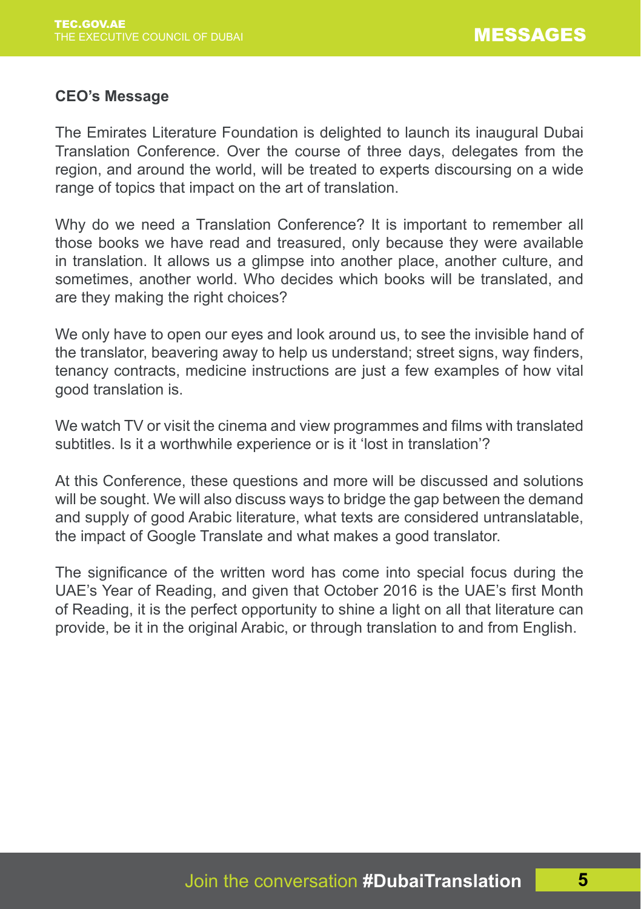**CEO's Message**

The Emirates Literature Foundation is delighted to launch its inaugural Dubai Translation Conference. Over the course of three days, delegates from the region, and around the world, will be treated to experts discoursing on a wide range of topics that impact on the art of translation.

Why do we need a Translation Conference? It is important to remember all those books we have read and treasured, only because they were available in translation. It allows us a glimpse into another place, another culture, and sometimes, another world. Who decides which books will be translated, and are they making the right choices?

We only have to open our eyes and look around us, to see the invisible hand of the translator, beavering away to help us understand; street signs, way finders, tenancy contracts, medicine instructions are just a few examples of how vital good translation is.

We watch TV or visit the cinema and view programmes and films with translated subtitles. Is it a worthwhile experience or is it 'lost in translation'?

At this Conference, these questions and more will be discussed and solutions will be sought. We will also discuss ways to bridge the gap between the demand and supply of good Arabic literature, what texts are considered untranslatable, the impact of Google Translate and what makes a good translator.

The significance of the written word has come into special focus during the UAE's Year of Reading, and given that October 2016 is the UAE's first Month of Reading, it is the perfect opportunity to shine a light on all that literature can provide, be it in the original Arabic, or through translation to and from English.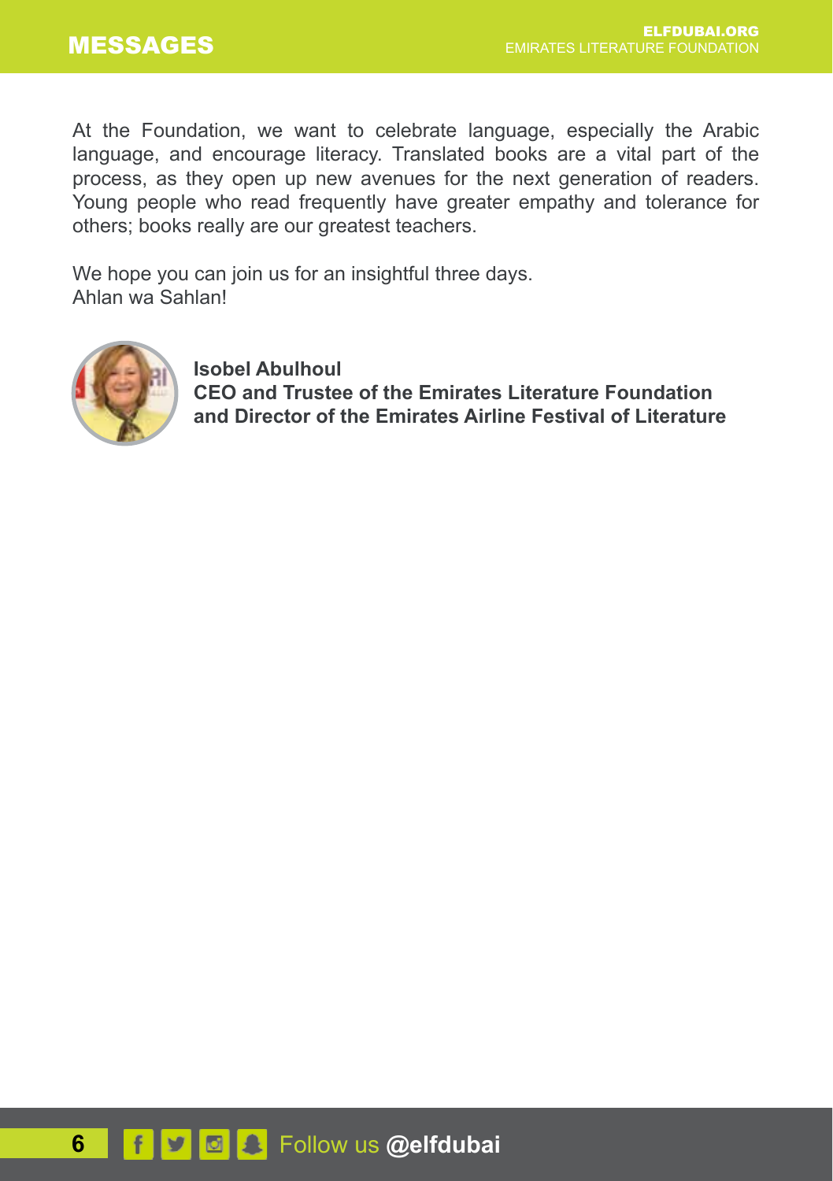At the Foundation, we want to celebrate language, especially the Arabic language, and encourage literacy. Translated books are a vital part of the process, as they open up new avenues for the next generation of readers. Young people who read frequently have greater empathy and tolerance for others; books really are our greatest teachers.

We hope you can join us for an insightful three days.
Ahlan wa Sahlan!

**Isobel Abulhoul**
**CEO and Trustee of the Emirates Literature Foundation and Director of the Emirates Airline Festival of Literature**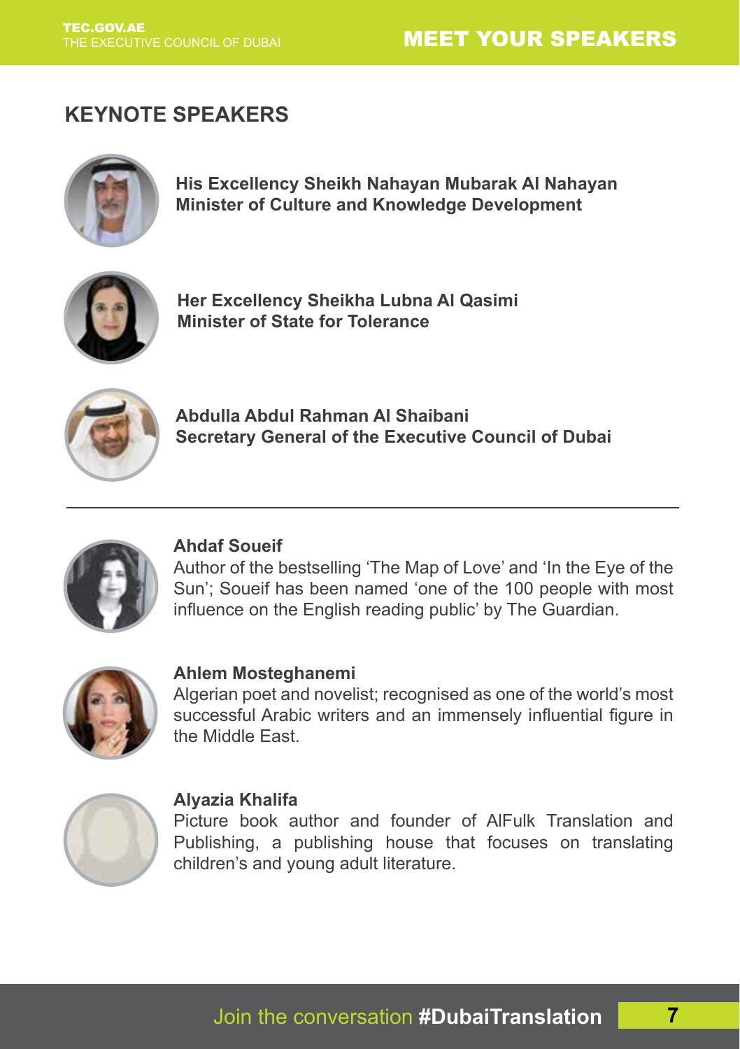## MEET YOUR SPEAKERS

### KEYNOTE SPEAKERS

**His Excellency Sheikh Nahayan Mubarak Al Nahayan**
**Minister of Culture and Knowledge Development**

**Her Excellency Sheikha Lubna Al Qasimi**
**Minister of State for Tolerance**

**Abdulla Abdul Rahman Al Shaibani**
**Secretary General of the Executive Council of Dubai**

---

**Ahdaf Soueif**
Author of the bestselling 'The Map of Love' and 'In the Eye of the Sun'; Soueif has been named 'one of the 100 people with most influence on the English reading public' by The Guardian.

**Ahlem Mosteghanemi**
Algerian poet and novelist; recognised as one of the world's most successful Arabic writers and an immensely influential figure in the Middle East.

**Alyazia Khalifa**
Picture book author and founder of AlFulk Translation and Publishing, a publishing house that focuses on translating children's and young adult literature.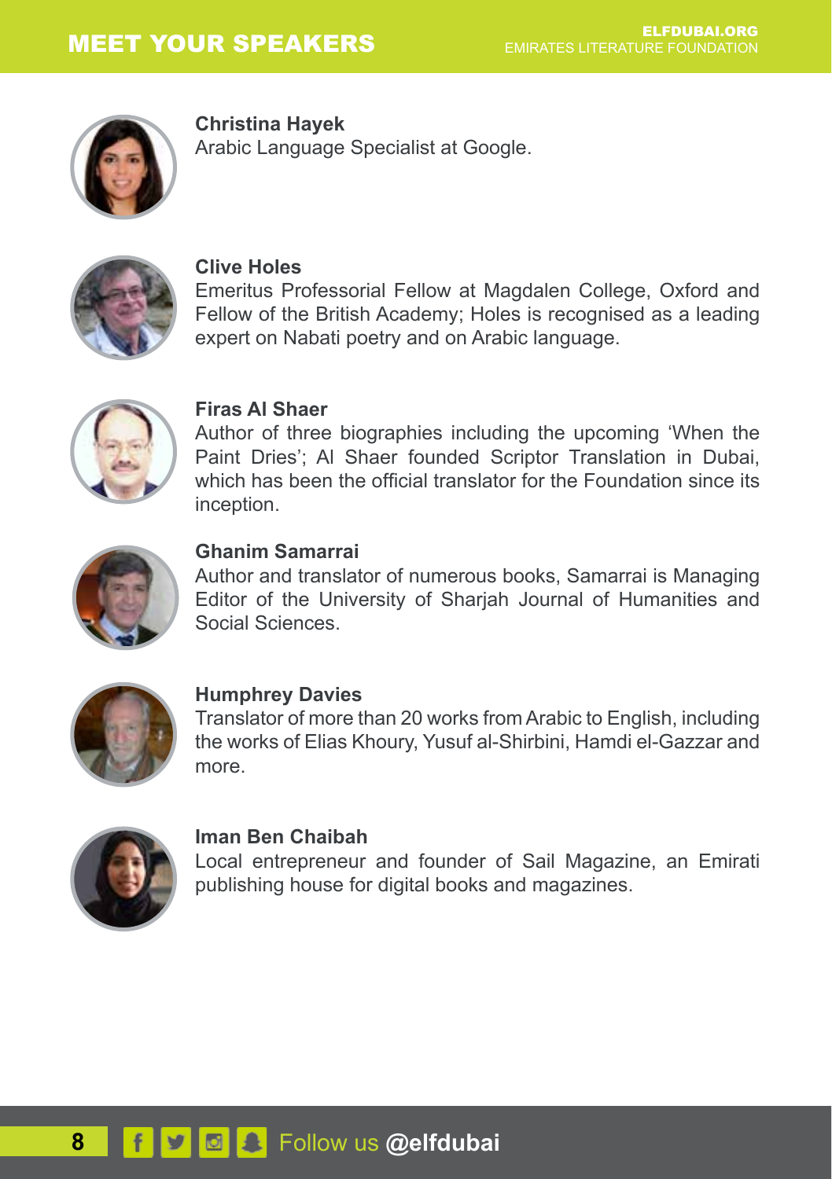# MEET YOUR SPEAKERS

**Christina Hayek**
Arabic Language Specialist at Google.

**Clive Holes**
Emeritus Professorial Fellow at Magdalen College, Oxford and Fellow of the British Academy; Holes is recognised as a leading expert on Nabati poetry and on Arabic language.

**Firas Al Shaer**
Author of three biographies including the upcoming 'When the Paint Dries'; Al Shaer founded Scriptor Translation in Dubai, which has been the official translator for the Foundation since its inception.

**Ghanim Samarrai**
Author and translator of numerous books, Samarrai is Managing Editor of the University of Sharjah Journal of Humanities and Social Sciences.

**Humphrey Davies**
Translator of more than 20 works from Arabic to English, including the works of Elias Khoury, Yusuf al-Shirbini, Hamdi el-Gazzar and more.

**Iman Ben Chaibah**
Local entrepreneur and founder of Sail Magazine, an Emirati publishing house for digital books and magazines.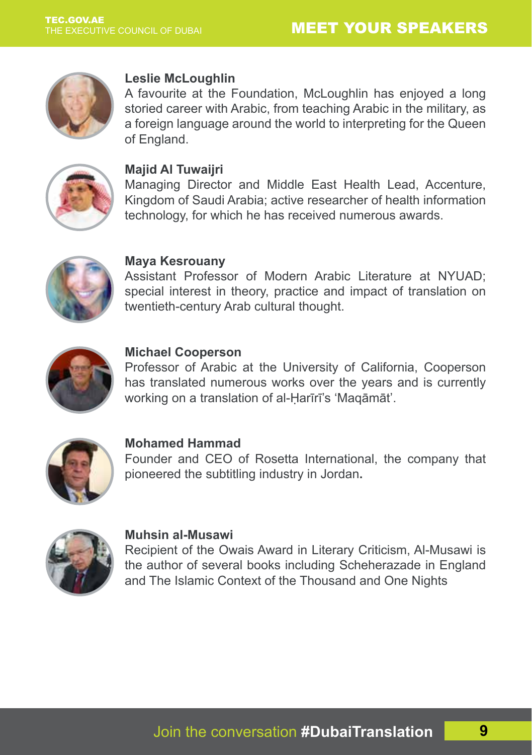## MEET YOUR SPEAKERS

**Leslie McLoughlin**
A favourite at the Foundation, McLoughlin has enjoyed a long storied career with Arabic, from teaching Arabic in the military, as a foreign language around the world to interpreting for the Queen of England.

**Majid Al Tuwaijri**
Managing Director and Middle East Health Lead, Accenture, Kingdom of Saudi Arabia; active researcher of health information technology, for which he has received numerous awards.

**Maya Kesrouany**
Assistant Professor of Modern Arabic Literature at NYUAD; special interest in theory, practice and impact of translation on twentieth-century Arab cultural thought.

**Michael Cooperson**
Professor of Arabic at the University of California, Cooperson has translated numerous works over the years and is currently working on a translation of al-Ḥarīrī's 'Maqāmāt'.

**Mohamed Hammad**
Founder and CEO of Rosetta International, the company that pioneered the subtitling industry in Jordan.

**Muhsin al-Musawi**
Recipient of the Owais Award in Literary Criticism, Al-Musawi is the author of several books including Scheherazade in England and The Islamic Context of the Thousand and One Nights

Join the conversation **#DubaiTranslation**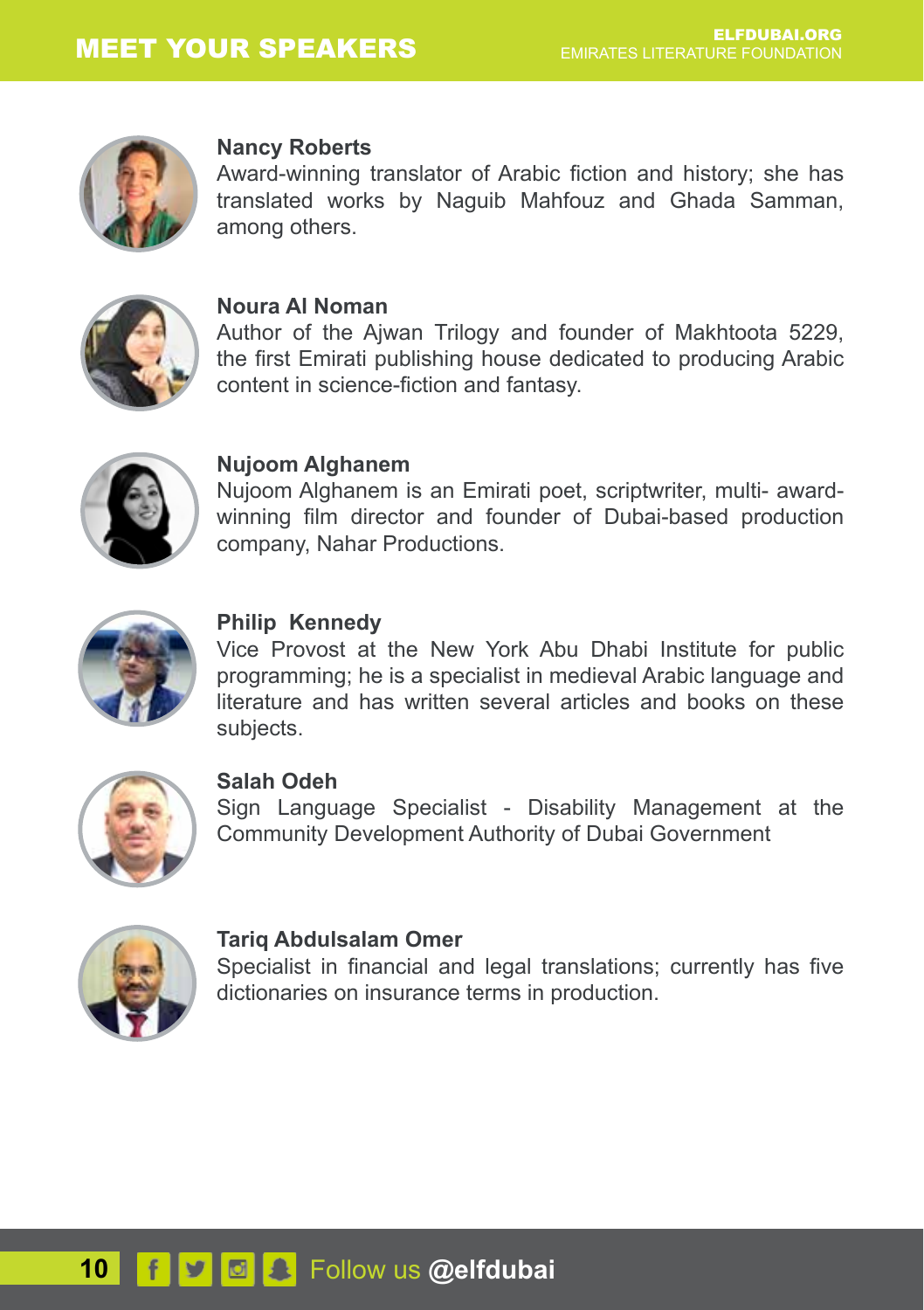## MEET YOUR SPEAKERS

**Nancy Roberts**
Award-winning translator of Arabic fiction and history; she has translated works by Naguib Mahfouz and Ghada Samman, among others.

**Noura Al Noman**
Author of the Ajwan Trilogy and founder of Makhtoota 5229, the first Emirati publishing house dedicated to producing Arabic content in science-fiction and fantasy.

**Nujoom Alghanem**
Nujoom Alghanem is an Emirati poet, scriptwriter, multi- award-winning film director and founder of Dubai-based production company, Nahar Productions.

**Philip Kennedy**
Vice Provost at the New York Abu Dhabi Institute for public programming; he is a specialist in medieval Arabic language and literature and has written several articles and books on these subjects.

**Salah Odeh**
Sign Language Specialist - Disability Management at the Community Development Authority of Dubai Government

**Tariq Abdulsalam Omer**
Specialist in financial and legal translations; currently has five dictionaries on insurance terms in production.

Follow us **@elfdubai**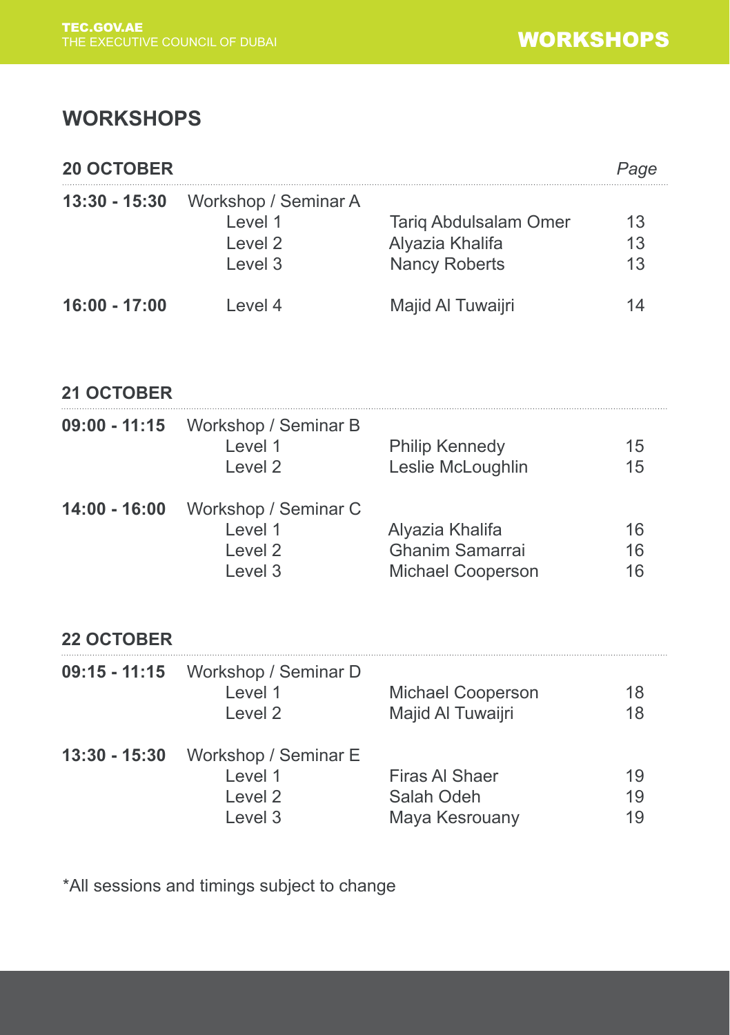## WORKSHOPS

| 20 OCTOBER | | | *Page* |
|---|---|---|---|
| **13:30 - 15:30** | Workshop / Seminar A | | |
| | Level 1 | Tariq Abdulsalam Omer | 13 |
| | Level 2 | Alyazia Khalifa | 13 |
| | Level 3 | Nancy Roberts | 13 |
| **16:00 - 17:00** | Level 4 | Majid Al Tuwaijri | 14 |

| 21 OCTOBER | | | |
|---|---|---|---|
| **09:00 - 11:15** | Workshop / Seminar B | | |
| | Level 1 | Philip Kennedy | 15 |
| | Level 2 | Leslie McLoughlin | 15 |
| **14:00 - 16:00** | Workshop / Seminar C | | |
| | Level 1 | Alyazia Khalifa | 16 |
| | Level 2 | Ghanim Samarrai | 16 |
| | Level 3 | Michael Cooperson | 16 |

| 22 OCTOBER | | | |
|---|---|---|---|
| **09:15 - 11:15** | Workshop / Seminar D | | |
| | Level 1 | Michael Cooperson | 18 |
| | Level 2 | Majid Al Tuwaijri | 18 |
| **13:30 - 15:30** | Workshop / Seminar E | | |
| | Level 1 | Firas Al Shaer | 19 |
| | Level 2 | Salah Odeh | 19 |
| | Level 3 | Maya Kesrouany | 19 |

*All sessions and timings subject to change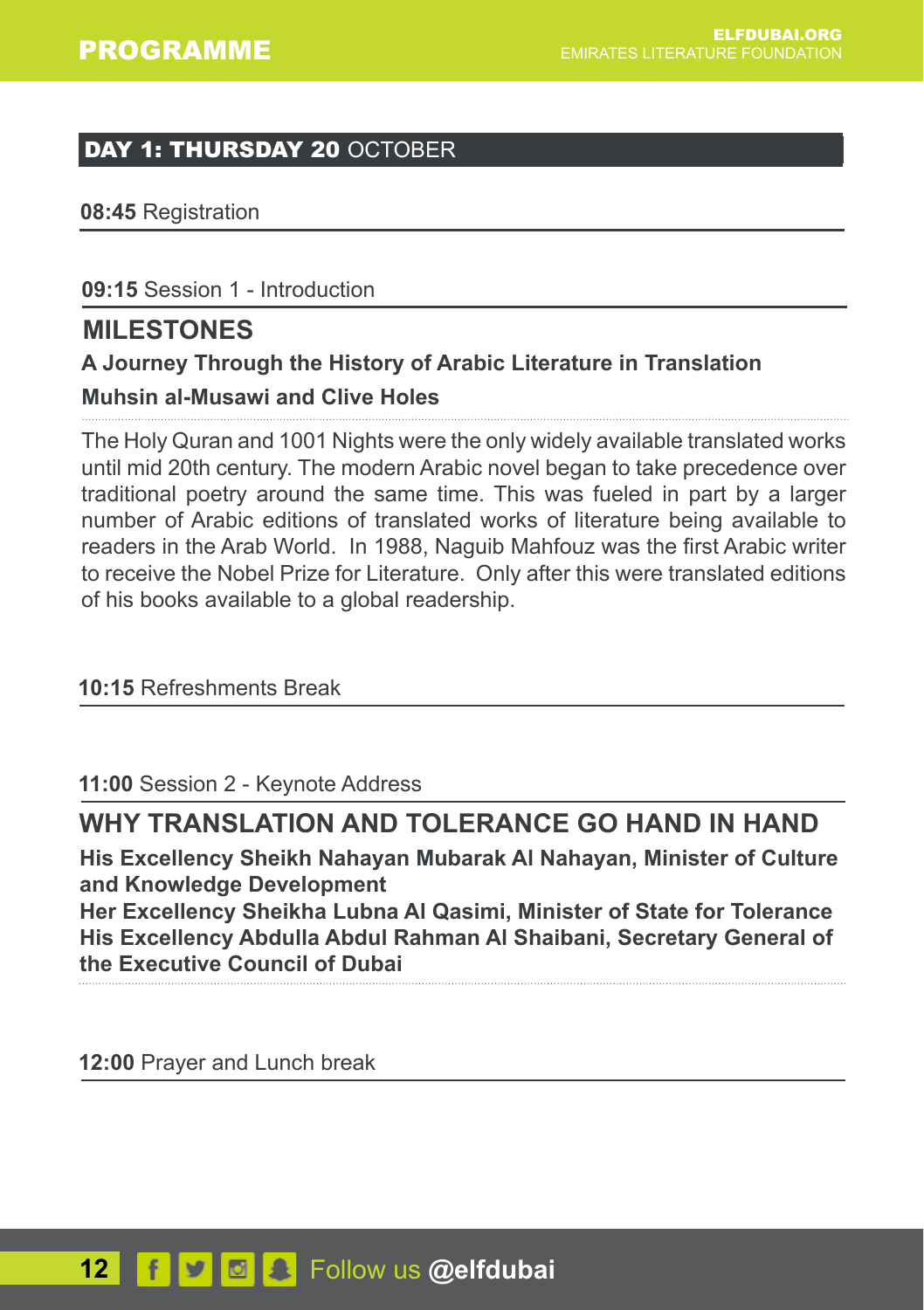## DAY 1: THURSDAY 20 OCTOBER

**08:45** Registration

**09:15** Session 1 - Introduction

### MILESTONES

**A Journey Through the History of Arabic Literature in Translation**

**Muhsin al-Musawi and Clive Holes**

The Holy Quran and 1001 Nights were the only widely available translated works until mid 20th century. The modern Arabic novel began to take precedence over traditional poetry around the same time. This was fueled in part by a larger number of Arabic editions of translated works of literature being available to readers in the Arab World. In 1988, Naguib Mahfouz was the first Arabic writer to receive the Nobel Prize for Literature. Only after this were translated editions of his books available to a global readership.

**10:15** Refreshments Break

**11:00** Session 2 - Keynote Address

### WHY TRANSLATION AND TOLERANCE GO HAND IN HAND

**His Excellency Sheikh Nahayan Mubarak Al Nahayan, Minister of Culture and Knowledge Development**
**Her Excellency Sheikha Lubna Al Qasimi, Minister of State for Tolerance**
**His Excellency Abdulla Abdul Rahman Al Shaibani, Secretary General of the Executive Council of Dubai**

**12:00** Prayer and Lunch break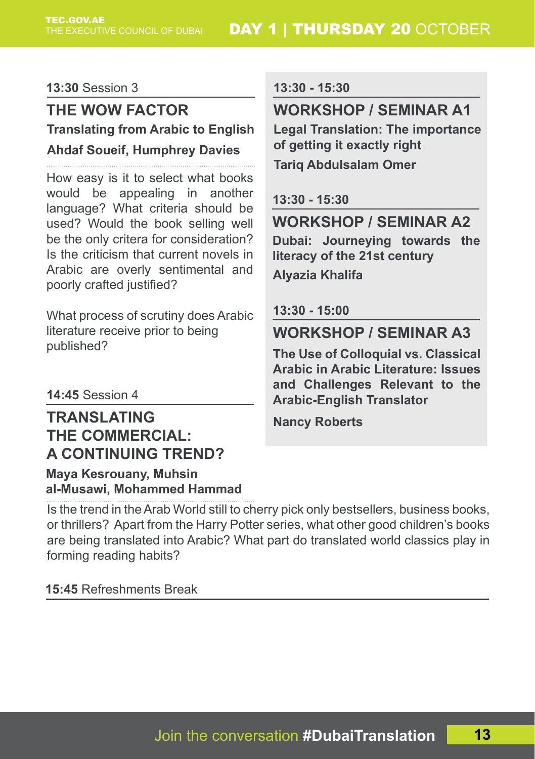**13:30** Session 3

## THE WOW FACTOR

**Translating from Arabic to English**

**Ahdaf Soueif, Humphrey Davies**

How easy is it to select what books would be appealing in another language? What criteria should be used? Would the book selling well be the only critera for consideration? Is the criticism that current novels in Arabic are overly sentimental and poorly crafted justified?

What process of scrutiny does Arabic literature receive prior to being published?

**14:45** Session 4

## TRANSLATING THE COMMERCIAL: A CONTINUING TREND?

**Maya Kesrouany, Muhsin al-Musawi, Mohammed Hammad**

Is the trend in the Arab World still to cherry pick only bestsellers, business books, or thrillers? Apart from the Harry Potter series, what other good children's books are being translated into Arabic? What part do translated world classics play in forming reading habits?

**15:45** Refreshments Break

**13:30 - 15:30**

## WORKSHOP / SEMINAR A1

**Legal Translation: The importance of getting it exactly right**

**Tariq Abdulsalam Omer**

**13:30 - 15:30**

## WORKSHOP / SEMINAR A2

**Dubai: Journeying towards the literacy of the 21st century**

**Alyazia Khalifa**

**13:30 - 15:00**

## WORKSHOP / SEMINAR A3

**The Use of Colloquial vs. Classical Arabic in Arabic Literature: Issues and Challenges Relevant to the Arabic-English Translator**

**Nancy Roberts**

Join the conversation **#DubaiTranslation**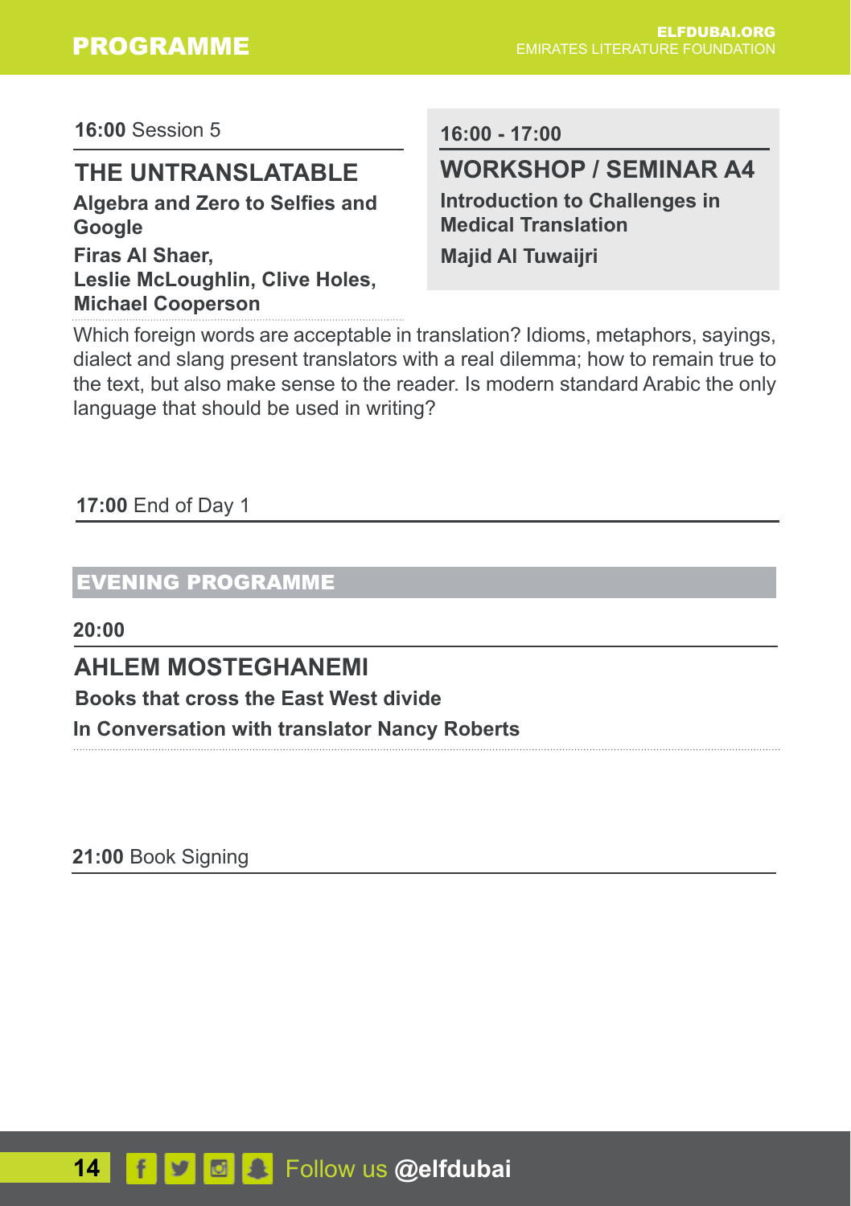**16:00** Session 5

## THE UNTRANSLATABLE

**Algebra and Zero to Selfies and Google**

**Firas Al Shaer,**
**Leslie McLoughlin, Clive Holes,**
**Michael Cooperson**

Which foreign words are acceptable in translation? Idioms, metaphors, sayings, dialect and slang present translators with a real dilemma; how to remain true to the text, but also make sense to the reader. Is modern standard Arabic the only language that should be used in writing?

**16:00 - 17:00**

## WORKSHOP / SEMINAR A4

**Introduction to Challenges in Medical Translation**

**Majid Al Tuwaijri**

**17:00** End of Day 1

## EVENING PROGRAMME

**20:00**

## AHLEM MOSTEGHANEMI

**Books that cross the East West divide**

**In Conversation with translator Nancy Roberts**

**21:00** Book Signing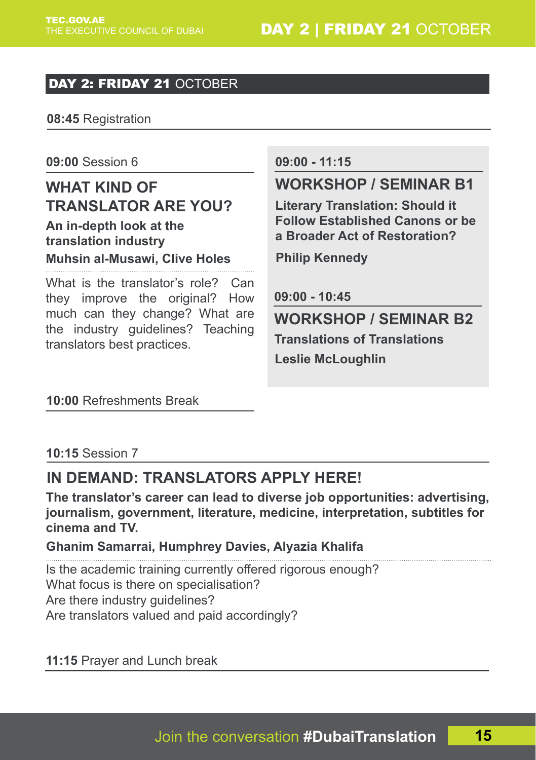## DAY 2: FRIDAY 21 OCTOBER

**08:45** Registration

**09:00** Session 6

### WHAT KIND OF TRANSLATOR ARE YOU?

**An in-depth look at the translation industry**

**Muhsin al-Musawi, Clive Holes**

What is the translator's role? Can they improve the original? How much can they change? What are the industry guidelines? Teaching translators best practices.

**09:00 - 11:15**

### WORKSHOP / SEMINAR B1

**Literary Translation: Should it Follow Established Canons or be a Broader Act of Restoration?**

**Philip Kennedy**

**09:00 - 10:45**

### WORKSHOP / SEMINAR B2

**Translations of Translations**

**Leslie McLoughlin**

**10:00** Refreshments Break

**10:15** Session 7

### IN DEMAND: TRANSLATORS APPLY HERE!

**The translator's career can lead to diverse job opportunities: advertising, journalism, government, literature, medicine, interpretation, subtitles for cinema and TV.**

**Ghanim Samarrai, Humphrey Davies, Alyazia Khalifa**

Is the academic training currently offered rigorous enough?
What focus is there on specialisation?
Are there industry guidelines?
Are translators valued and paid accordingly?

**11:15** Prayer and Lunch break

Join the conversation **#DubaiTranslation**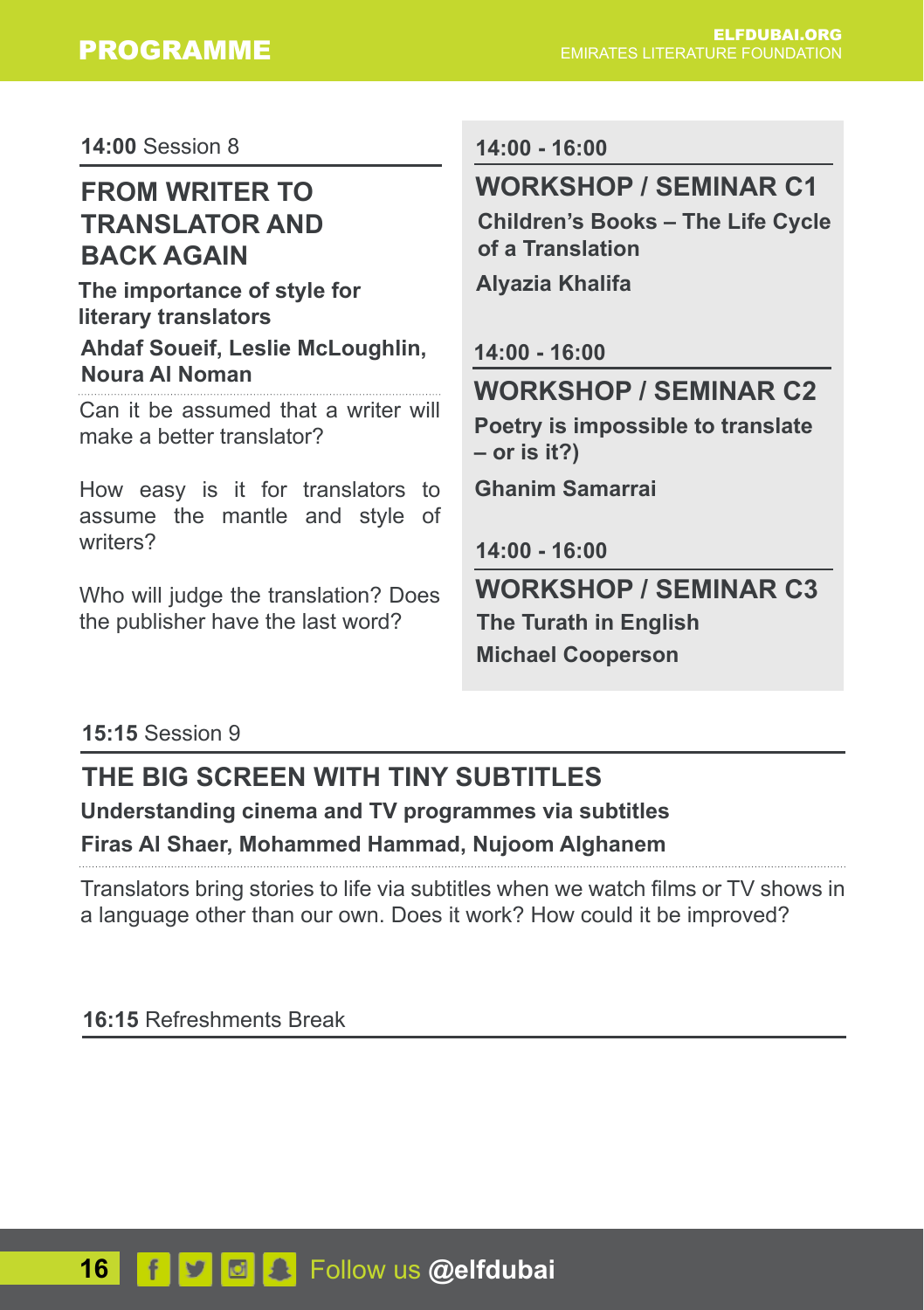**14:00** Session 8

## FROM WRITER TO TRANSLATOR AND BACK AGAIN

**The importance of style for literary translators**

**Ahdaf Soueif, Leslie McLoughlin, Noura Al Noman**

Can it be assumed that a writer will make a better translator?

How easy is it for translators to assume the mantle and style of writers?

Who will judge the translation? Does the publisher have the last word?

**14:00 - 16:00**

## WORKSHOP / SEMINAR C1

**Children's Books – The Life Cycle of a Translation**

**Alyazia Khalifa**

**14:00 - 16:00**

## WORKSHOP / SEMINAR C2

**Poetry is impossible to translate – or is it?)**

**Ghanim Samarrai**

**14:00 - 16:00**

## WORKSHOP / SEMINAR C3

**The Turath in English**

**Michael Cooperson**

**15:15** Session 9

## THE BIG SCREEN WITH TINY SUBTITLES

**Understanding cinema and TV programmes via subtitles**

**Firas Al Shaer, Mohammed Hammad, Nujoom Alghanem**

Translators bring stories to life via subtitles when we watch films or TV shows in a language other than our own. Does it work? How could it be improved?

**16:15** Refreshments Break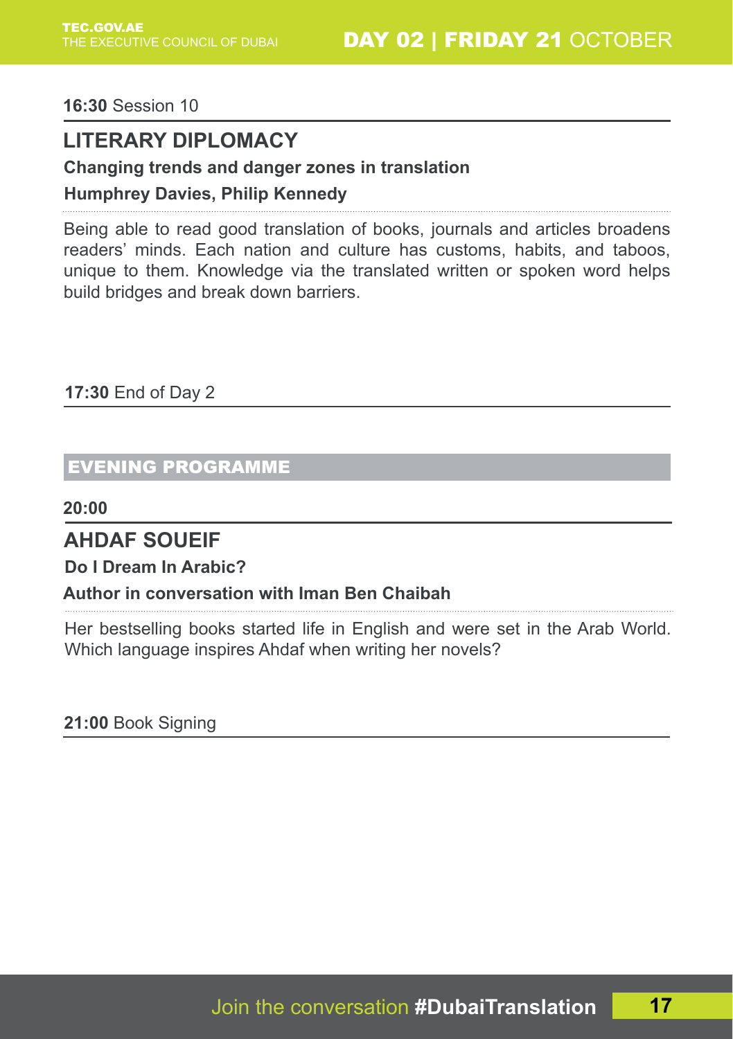**16:30** Session 10

## LITERARY DIPLOMACY

**Changing trends and danger zones in translation**

**Humphrey Davies, Philip Kennedy**

Being able to read good translation of books, journals and articles broadens readers' minds. Each nation and culture has customs, habits, and taboos, unique to them. Knowledge via the translated written or spoken word helps build bridges and break down barriers.

**17:30** End of Day 2

## EVENING PROGRAMME

**20:00**

## AHDAF SOUEIF

**Do I Dream In Arabic?**

**Author in conversation with Iman Ben Chaibah**

Her bestselling books started life in English and were set in the Arab World. Which language inspires Ahdaf when writing her novels?

**21:00** Book Signing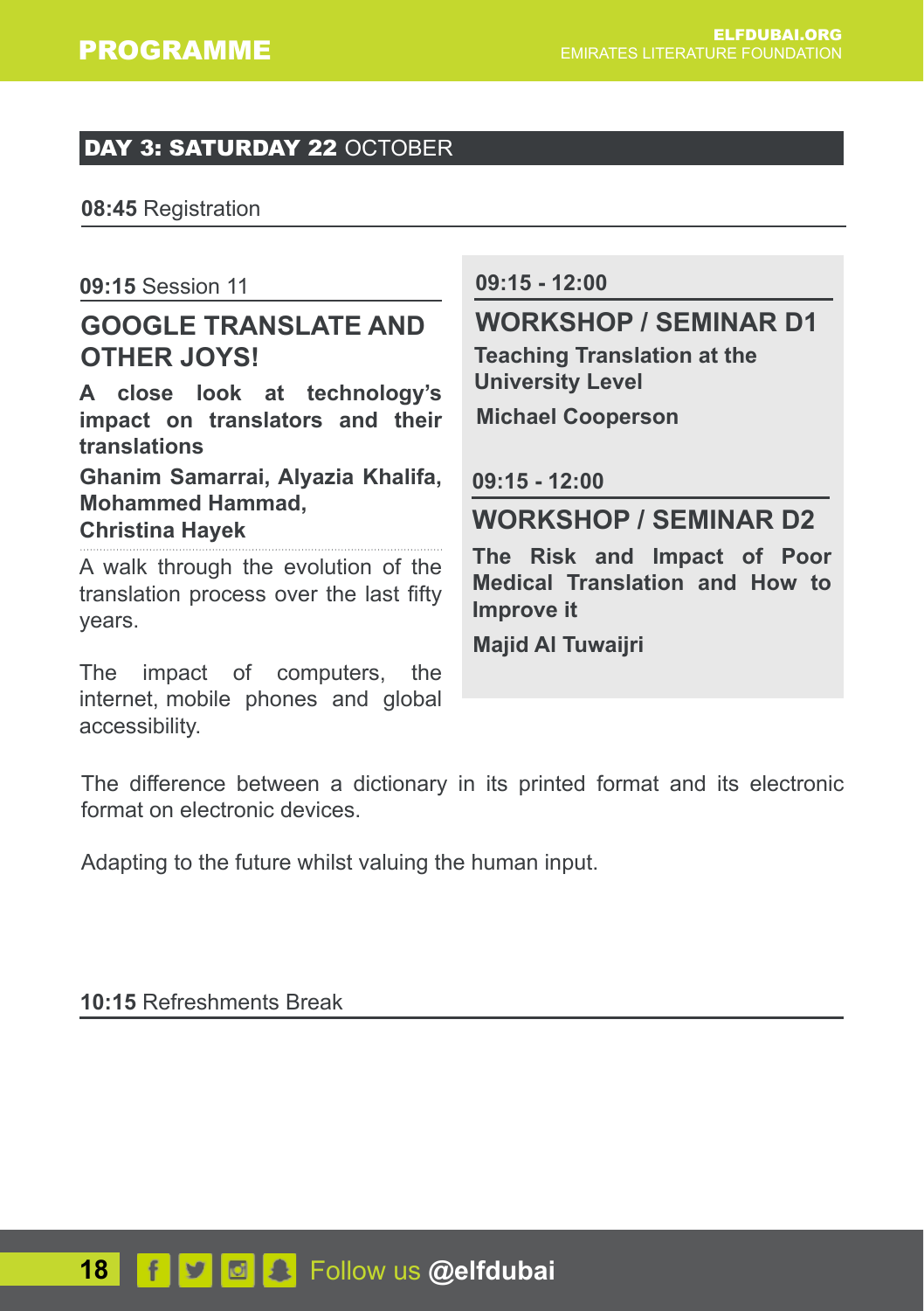## DAY 3: SATURDAY 22 OCTOBER

**08:45** Registration

**09:15** Session 11

### GOOGLE TRANSLATE AND OTHER JOYS!

**A close look at technology's impact on translators and their translations**

**Ghanim Samarrai, Alyazia Khalifa, Mohammed Hammad, Christina Hayek**

A walk through the evolution of the translation process over the last fifty years.

The impact of computers, the internet, mobile phones and global accessibility.

The difference between a dictionary in its printed format and its electronic format on electronic devices.

Adapting to the future whilst valuing the human input.

**09:15 - 12:00**

### WORKSHOP / SEMINAR D1

**Teaching Translation at the University Level**

**Michael Cooperson**

**09:15 - 12:00**

### WORKSHOP / SEMINAR D2

**The Risk and Impact of Poor Medical Translation and How to Improve it**

**Majid Al Tuwaijri**

**10:15** Refreshments Break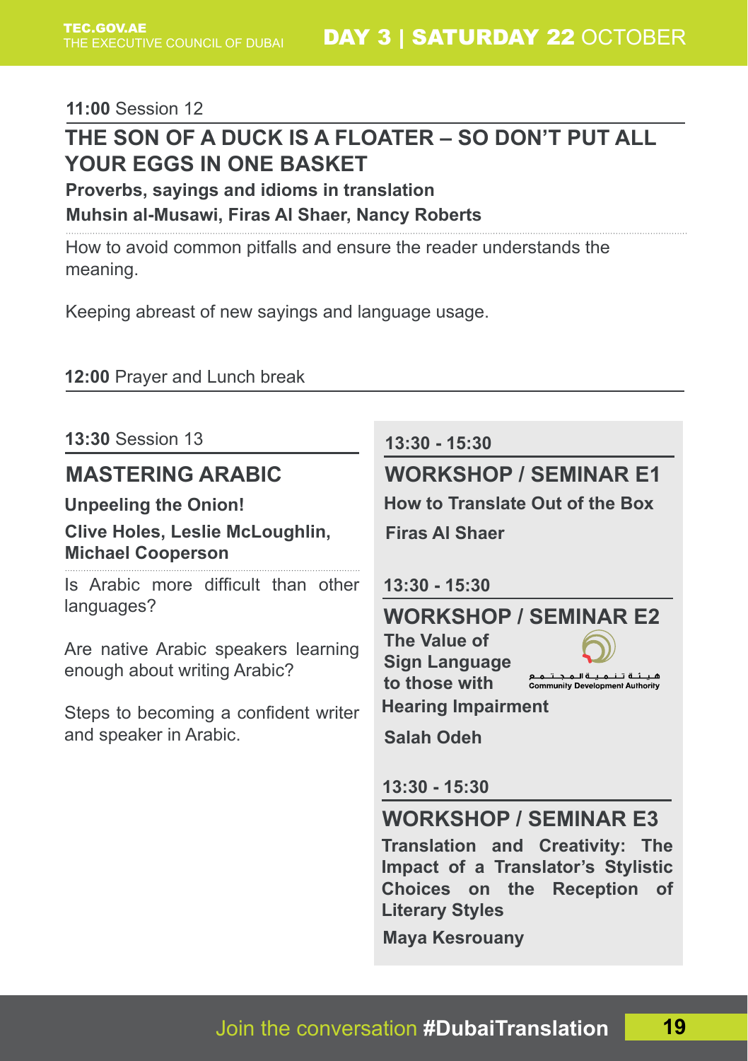## DAY 3 | SATURDAY 22 OCTOBER

**11:00** Session 12

### THE SON OF A DUCK IS A FLOATER – SO DON'T PUT ALL YOUR EGGS IN ONE BASKET

**Proverbs, sayings and idioms in translation**

**Muhsin al-Musawi, Firas Al Shaer, Nancy Roberts**

How to avoid common pitfalls and ensure the reader understands the meaning.

Keeping abreast of new sayings and language usage.

**12:00** Prayer and Lunch break

**13:30** Session 13

### MASTERING ARABIC

**Unpeeling the Onion!**

**Clive Holes, Leslie McLoughlin, Michael Cooperson**

Is Arabic more difficult than other languages?

Are native Arabic speakers learning enough about writing Arabic?

Steps to becoming a confident writer and speaker in Arabic.

**13:30 - 15:30**

### WORKSHOP / SEMINAR E1

**How to Translate Out of the Box**

**Firas Al Shaer**

**13:30 - 15:30**

### WORKSHOP / SEMINAR E2

**The Value of Sign Language to those with Hearing Impairment**

هيئة تنمية المجتمع
Community Development Authority

**Salah Odeh**

**13:30 - 15:30**

### WORKSHOP / SEMINAR E3

**Translation and Creativity: The Impact of a Translator's Stylistic Choices on the Reception of Literary Styles**

**Maya Kesrouany**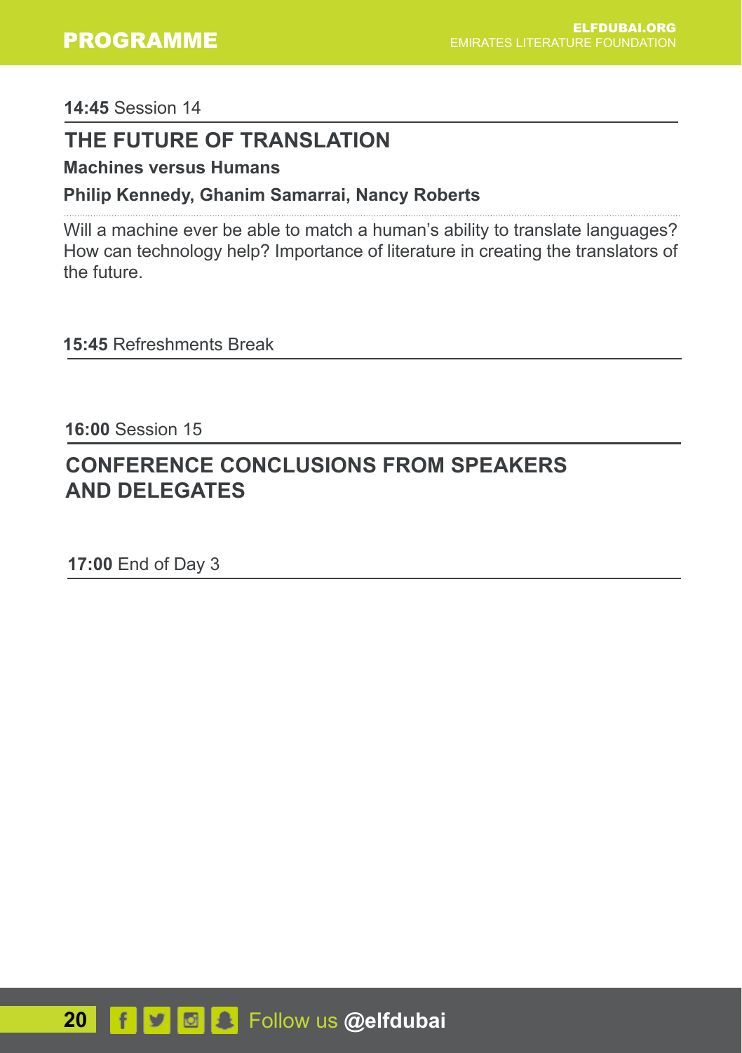**14:45** Session 14

## THE FUTURE OF TRANSLATION

**Machines versus Humans**

**Philip Kennedy, Ghanim Samarrai, Nancy Roberts**

Will a machine ever be able to match a human's ability to translate languages? How can technology help? Importance of literature in creating the translators of the future.

**15:45** Refreshments Break

**16:00** Session 15

## CONFERENCE CONCLUSIONS FROM SPEAKERS AND DELEGATES

**17:00** End of Day 3

Follow us **@elfdubai**